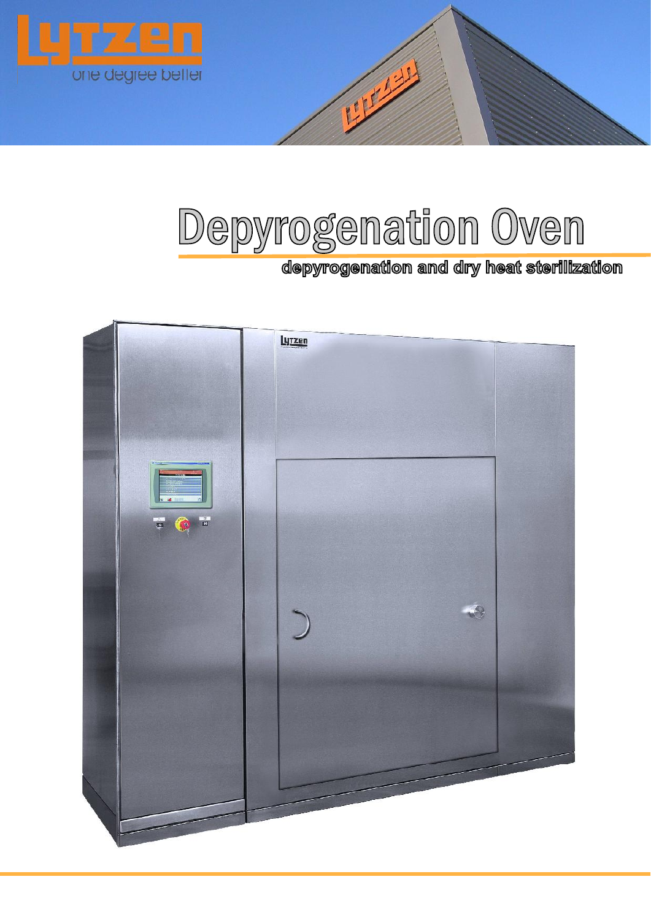Lytzen

one degree better

# Depyrogenation Oven

**depyrogenation and dry heat sterilization**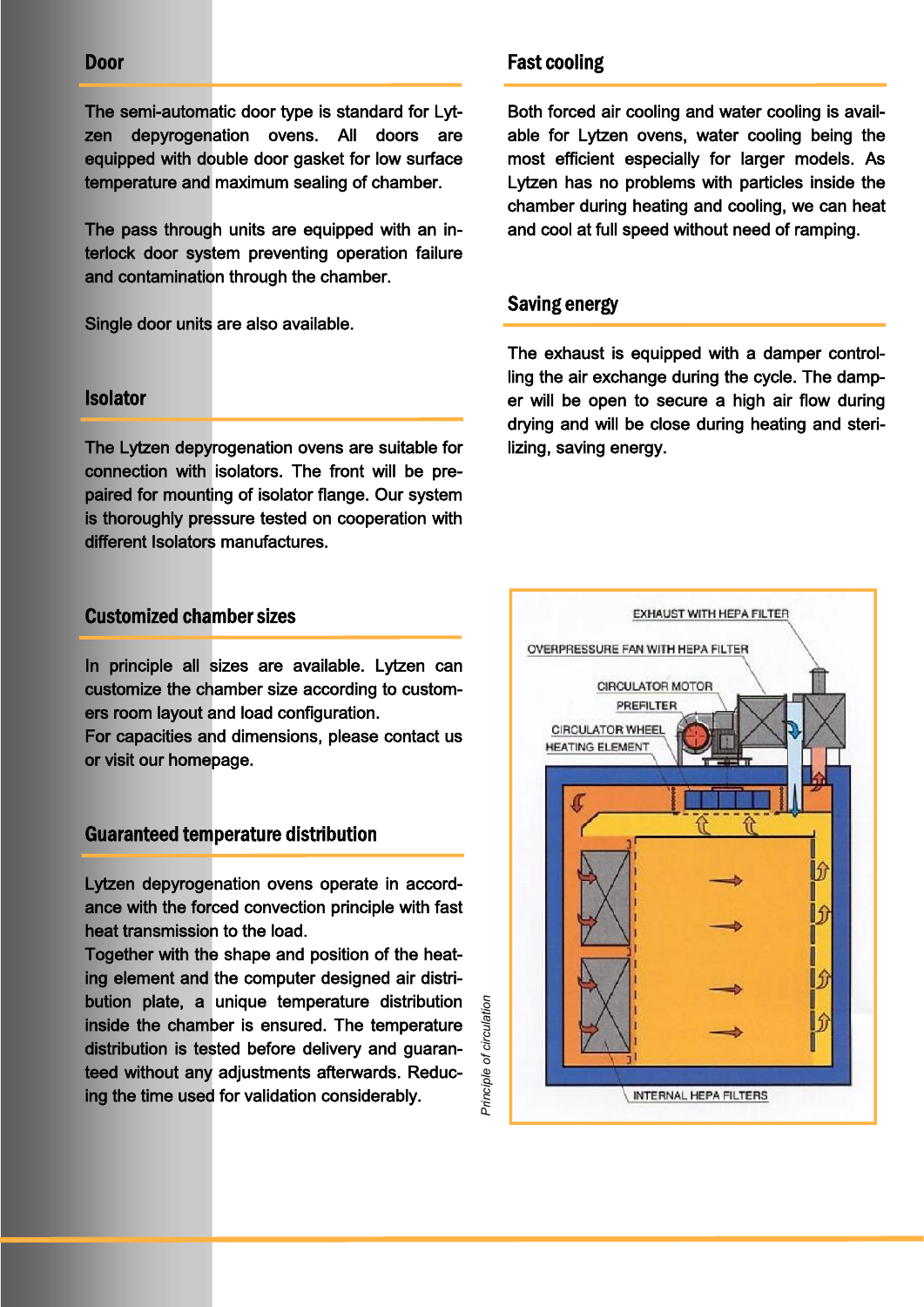## Door

The semi-automatic door type is standard for Lytzen depyrogenation ovens. All doors are equipped with double door gasket for low surface temperature and maximum sealing of chamber.

The pass through units are equipped with an interlock door system preventing operation failure and contamination through the chamber.

Single door units are also available.

## Isolator

The Lytzen depyrogenation ovens are suitable for connection with isolators. The front will be prepaired for mounting of isolator flange. Our system is thoroughly pressure tested on cooperation with different Isolators manufactures.

## Customized chamber sizes

In principle all sizes are available. Lytzen can customize the chamber size according to customers room layout and load configuration.
For capacities and dimensions, please contact us or visit our homepage.

## Guaranteed temperature distribution

Lytzen depyrogenation ovens operate in accordance with the forced convection principle with fast heat transmission to the load.
Together with the shape and position of the heating element and the computer designed air distribution plate, a unique temperature distribution inside the chamber is ensured. The temperature distribution is tested before delivery and guaranteed without any adjustments afterwards. Reducing the time used for validation considerably.

## Fast cooling

Both forced air cooling and water cooling is available for Lytzen ovens, water cooling being the most efficient especially for larger models. As Lytzen has no problems with particles inside the chamber during heating and cooling, we can heat and cool at full speed without need of ramping.

## Saving energy

The exhaust is equipped with a damper controlling the air exchange during the cycle. The damper will be open to secure a high air flow during drying and will be close during heating and sterilizing, saving energy.

EXHAUST WITH HEPA FILTER
OVERPRESSURE FAN WITH HEPA FILTER
CIRCULATOR MOTOR
PREFILTER
CIRCULATOR WHEEL
HEATING ELEMENT
INTERNAL HEPA FILTERS

*Principle of circulation*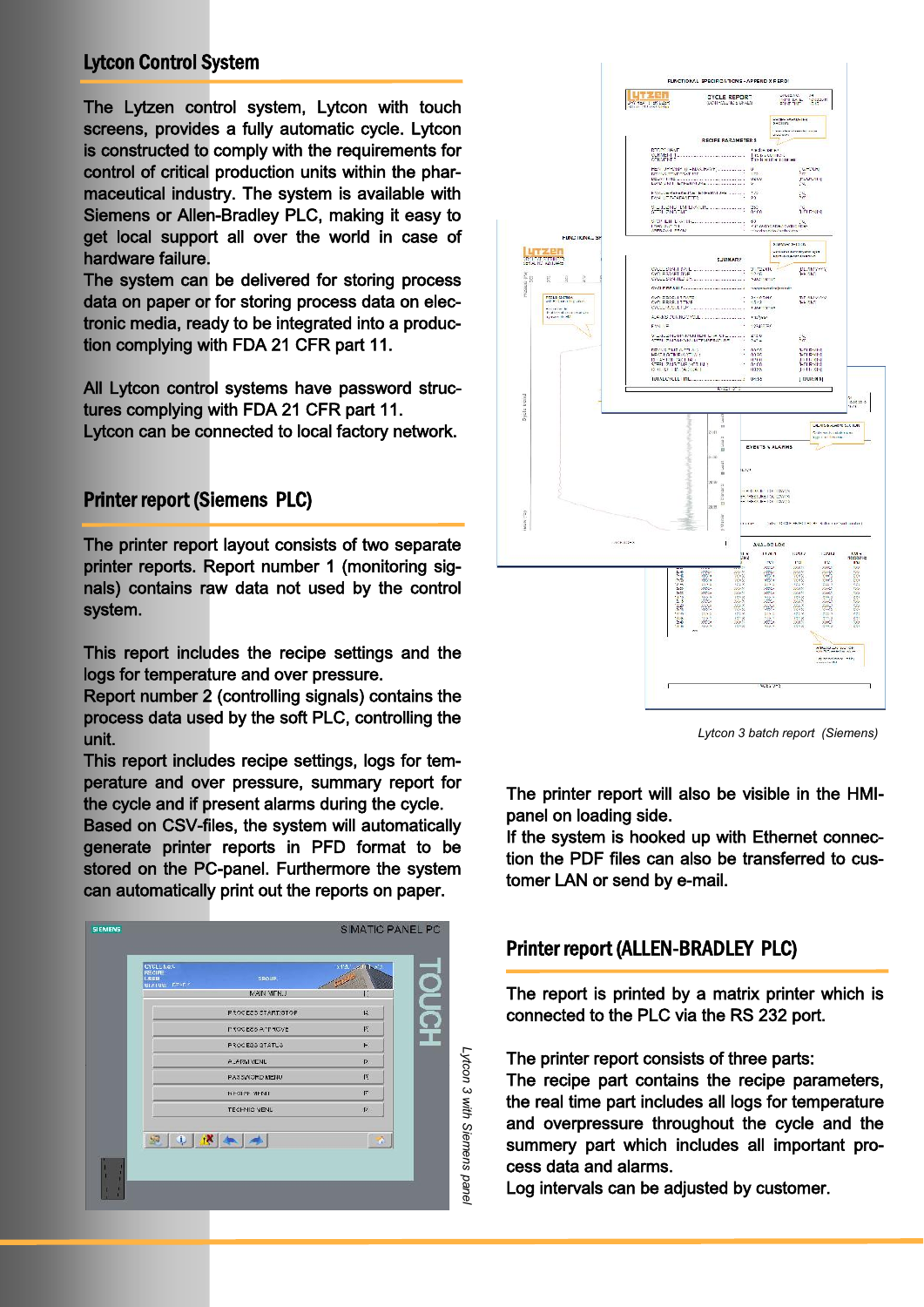## Lytcon Control System

The Lytzen control system, Lytcon with touch screens, provides a fully automatic cycle. Lytcon is constructed to comply with the requirements for control of critical production units within the pharmaceutical industry. The system is available with Siemens or Allen-Bradley PLC, making it easy to get local support all over the world in case of hardware failure.
The system can be delivered for storing process data on paper or for storing process data on electronic media, ready to be integrated into a production complying with FDA 21 CFR part 11.

All Lytcon control systems have password structures complying with FDA 21 CFR part 11.
Lytcon can be connected to local factory network.

## Printer report (Siemens PLC)

The printer report layout consists of two separate printer reports. Report number 1 (monitoring signals) contains raw data not used by the control system.

This report includes the recipe settings and the logs for temperature and over pressure.
Report number 2 (controlling signals) contains the process data used by the soft PLC, controlling the unit.
This report includes recipe settings, logs for temperature and over pressure, summary report for the cycle and if present alarms during the cycle.
Based on CSV-files, the system will automatically generate printer reports in PFD format to be stored on the PC-panel. Furthermore the system can automatically print out the reports on paper.

*Lytcon 3 with Siemens panel*

*Lytcon 3 batch report (Siemens)*

The printer report will also be visible in the HMI-panel on loading side.
If the system is hooked up with Ethernet connection the PDF files can also be transferred to customer LAN or send by e-mail.

## Printer report (ALLEN-BRADLEY PLC)

The report is printed by a matrix printer which is connected to the PLC via the RS 232 port.

The printer report consists of three parts:
The recipe part contains the recipe parameters, the real time part includes all logs for temperature and overpressure throughout the cycle and the summery part which includes all important process data and alarms.
Log intervals can be adjusted by customer.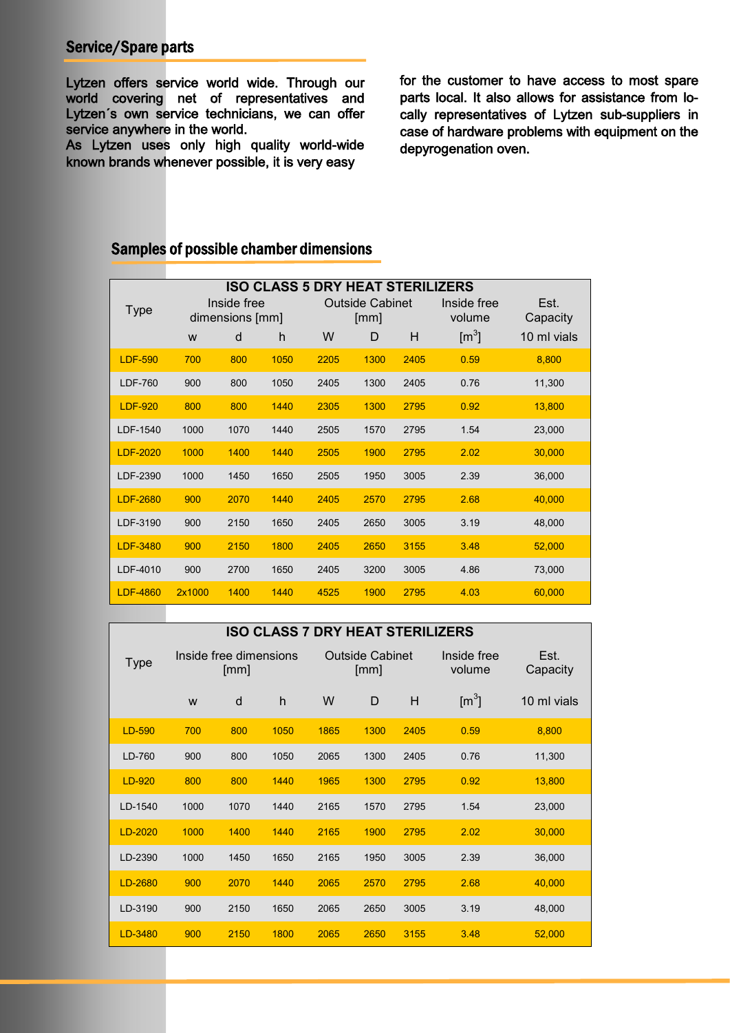## Service/Spare parts

Lytzen offers service world wide. Through our world covering net of representatives and Lytzen´s own service technicians, we can offer service anywhere in the world.
As Lytzen uses only high quality world-wide known brands whenever possible, it is very easy for the customer to have access to most spare parts local. It also allows for assistance from locally representatives of Lytzen sub-suppliers in case of hardware problems with equipment on the depyrogenation oven.

## Samples of possible chamber dimensions

| ISO CLASS 5 DRY HEAT STERILIZERS | | | | | | | | |
|---|---|---|---|---|---|---|---|---|
| Type | Inside free dimensions [mm] | | | Outside Cabinet [mm] | | | Inside free volume | Est. Capacity |
| | w | d | h | W | D | H | [$m^3$] | 10 ml vials |
| LDF-590 | 700 | 800 | 1050 | 2205 | 1300 | 2405 | 0.59 | 8,800 |
| LDF-760 | 900 | 800 | 1050 | 2405 | 1300 | 2405 | 0.76 | 11,300 |
| LDF-920 | 800 | 800 | 1440 | 2305 | 1300 | 2795 | 0.92 | 13,800 |
| LDF-1540 | 1000 | 1070 | 1440 | 2505 | 1570 | 2795 | 1.54 | 23,000 |
| LDF-2020 | 1000 | 1400 | 1440 | 2505 | 1900 | 2795 | 2.02 | 30,000 |
| LDF-2390 | 1000 | 1450 | 1650 | 2505 | 1950 | 3005 | 2.39 | 36,000 |
| LDF-2680 | 900 | 2070 | 1440 | 2405 | 2570 | 2795 | 2.68 | 40,000 |
| LDF-3190 | 900 | 2150 | 1650 | 2405 | 2650 | 3005 | 3.19 | 48,000 |
| LDF-3480 | 900 | 2150 | 1800 | 2405 | 2650 | 3155 | 3.48 | 52,000 |
| LDF-4010 | 900 | 2700 | 1650 | 2405 | 3200 | 3005 | 4.86 | 73,000 |
| LDF-4860 | 2x1000 | 1400 | 1440 | 4525 | 1900 | 2795 | 4.03 | 60,000 |

| ISO CLASS 7 DRY HEAT STERILIZERS | | | | | | | | |
|---|---|---|---|---|---|---|---|---|
| Type | Inside free dimensions [mm] | | | Outside Cabinet [mm] | | | Inside free volume | Est. Capacity |
| | w | d | h | W | D | H | [$m^3$] | 10 ml vials |
| LD-590 | 700 | 800 | 1050 | 1865 | 1300 | 2405 | 0.59 | 8,800 |
| LD-760 | 900 | 800 | 1050 | 2065 | 1300 | 2405 | 0.76 | 11,300 |
| LD-920 | 800 | 800 | 1440 | 1965 | 1300 | 2795 | 0.92 | 13,800 |
| LD-1540 | 1000 | 1070 | 1440 | 2165 | 1570 | 2795 | 1.54 | 23,000 |
| LD-2020 | 1000 | 1400 | 1440 | 2165 | 1900 | 2795 | 2.02 | 30,000 |
| LD-2390 | 1000 | 1450 | 1650 | 2165 | 1950 | 3005 | 2.39 | 36,000 |
| LD-2680 | 900 | 2070 | 1440 | 2065 | 2570 | 2795 | 2.68 | 40,000 |
| LD-3190 | 900 | 2150 | 1650 | 2065 | 2650 | 3005 | 3.19 | 48,000 |
| LD-3480 | 900 | 2150 | 1800 | 2065 | 2650 | 3155 | 3.48 | 52,000 |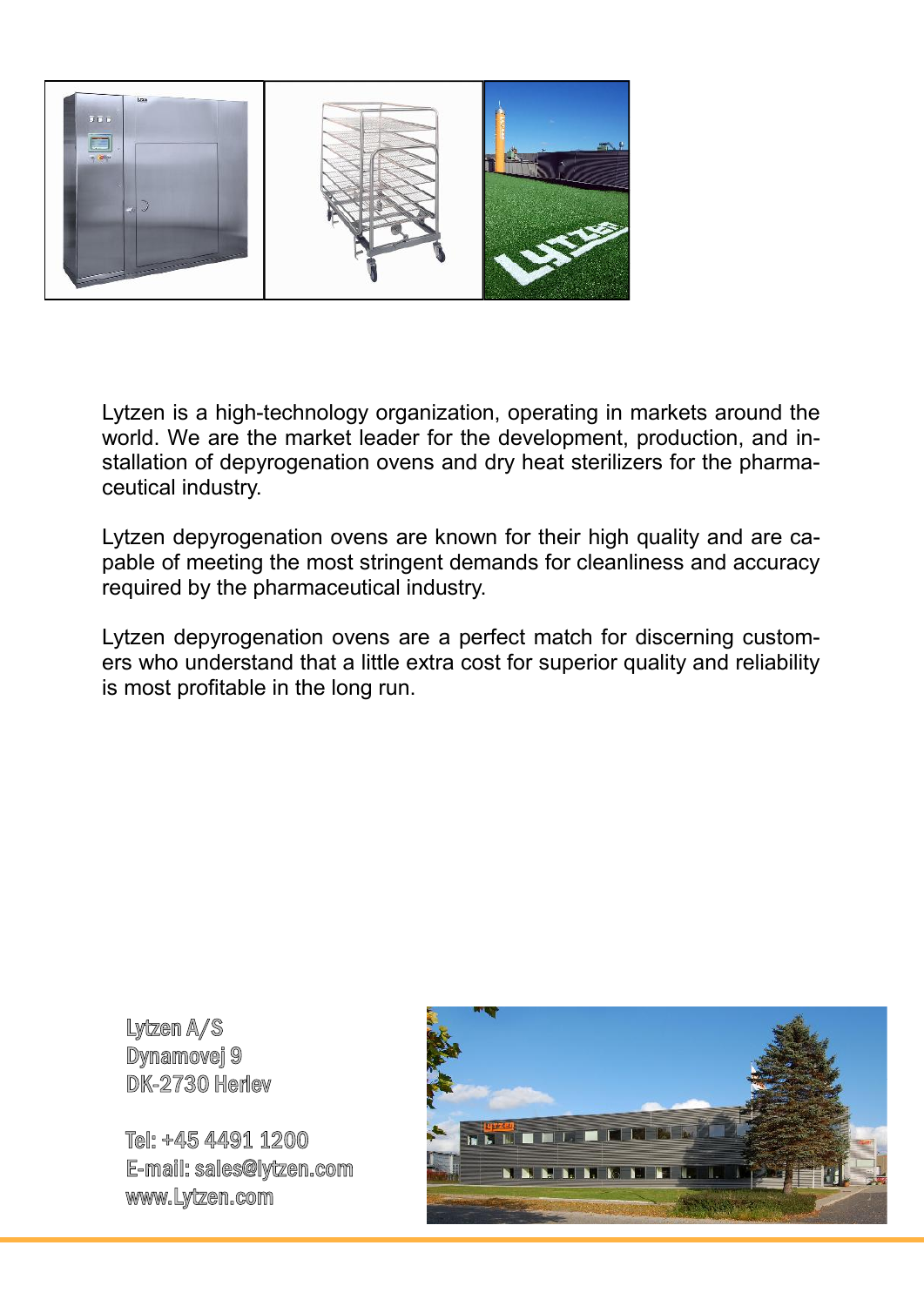Lytzen is a high-technology organization, operating in markets around the world. We are the market leader for the development, production, and installation of depyrogenation ovens and dry heat sterilizers for the pharmaceutical industry.

Lytzen depyrogenation ovens are known for their high quality and are capable of meeting the most stringent demands for cleanliness and accuracy required by the pharmaceutical industry.

Lytzen depyrogenation ovens are a perfect match for discerning customers who understand that a little extra cost for superior quality and reliability is most profitable in the long run.

Lytzen A/S
Dynamovej 9
DK-2730 Herlev

Tel: +45 4491 1200
E-mail: sales@lytzen.com
www.Lytzen.com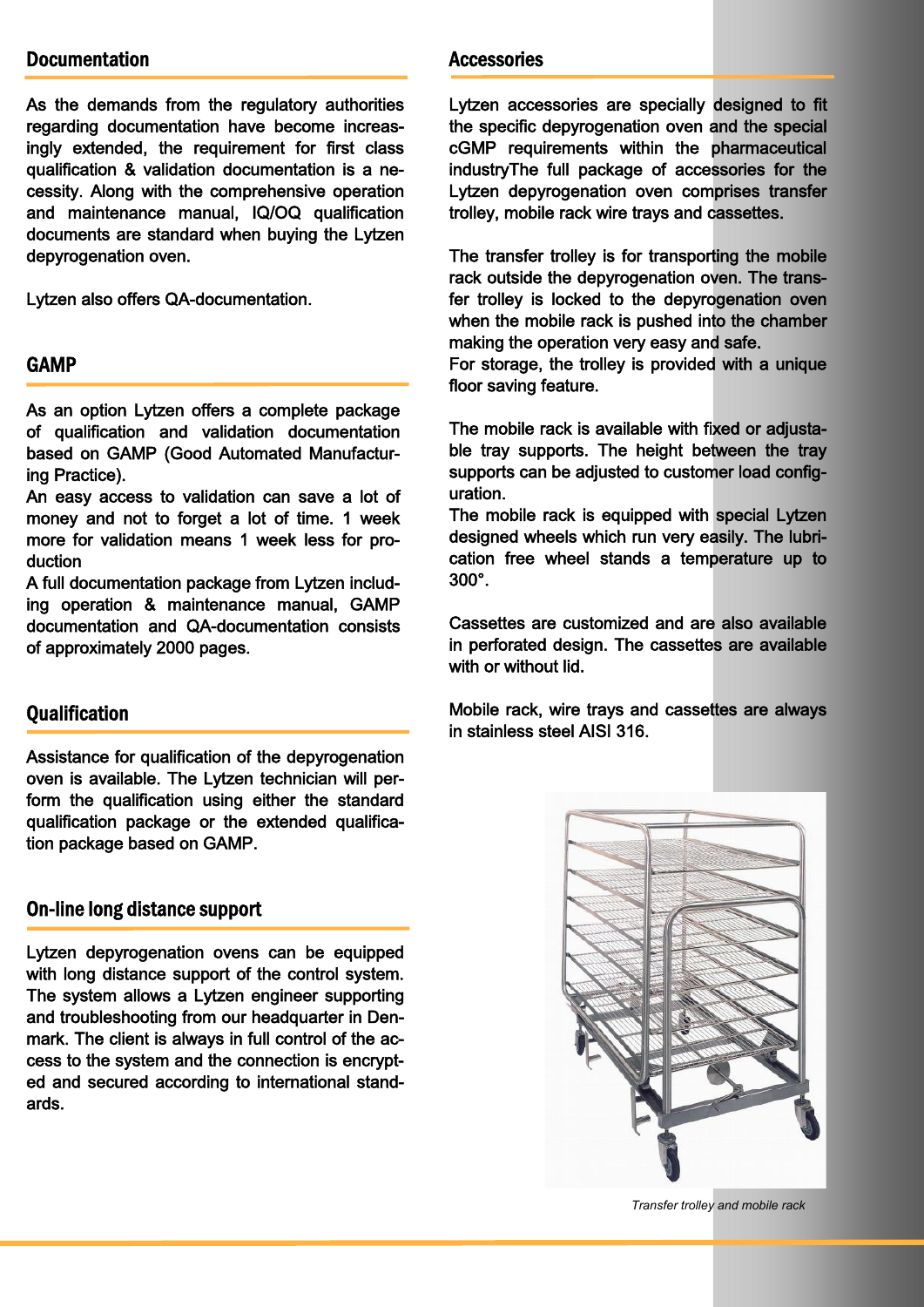## Documentation

As the demands from the regulatory authorities regarding documentation have become increasingly extended, the requirement for first class qualification & validation documentation is a necessity. Along with the comprehensive operation and maintenance manual, IQ/OQ qualification documents are standard when buying the Lytzen depyrogenation oven.

Lytzen also offers QA-documentation.

## GAMP

As an option Lytzen offers a complete package of qualification and validation documentation based on GAMP (Good Automated Manufacturing Practice).
An easy access to validation can save a lot of money and not to forget a lot of time. 1 week more for validation means 1 week less for production
A full documentation package from Lytzen including operation & maintenance manual, GAMP documentation and QA-documentation consists of approximately 2000 pages.

## Qualification

Assistance for qualification of the depyrogenation oven is available. The Lytzen technician will perform the qualification using either the standard qualification package or the extended qualification package based on GAMP.

## On-line long distance support

Lytzen depyrogenation ovens can be equipped with long distance support of the control system. The system allows a Lytzen engineer supporting and troubleshooting from our headquarter in Denmark. The client is always in full control of the access to the system and the connection is encrypted and secured according to international standards.

## Accessories

Lytzen accessories are specially designed to fit the specific depyrogenation oven and the special cGMP requirements within the pharmaceutical industryThe full package of accessories for the Lytzen depyrogenation oven comprises transfer trolley, mobile rack wire trays and cassettes.

The transfer trolley is for transporting the mobile rack outside the depyrogenation oven. The transfer trolley is locked to the depyrogenation oven when the mobile rack is pushed into the chamber making the operation very easy and safe.
For storage, the trolley is provided with a unique floor saving feature.

The mobile rack is available with fixed or adjustable tray supports. The height between the tray supports can be adjusted to customer load configuration.
The mobile rack is equipped with special Lytzen designed wheels which run very easily. The lubrication free wheel stands a temperature up to 300°.

Cassettes are customized and are also available in perforated design. The cassettes are available with or without lid.

Mobile rack, wire trays and cassettes are always in stainless steel AISI 316.

*Transfer trolley and mobile rack*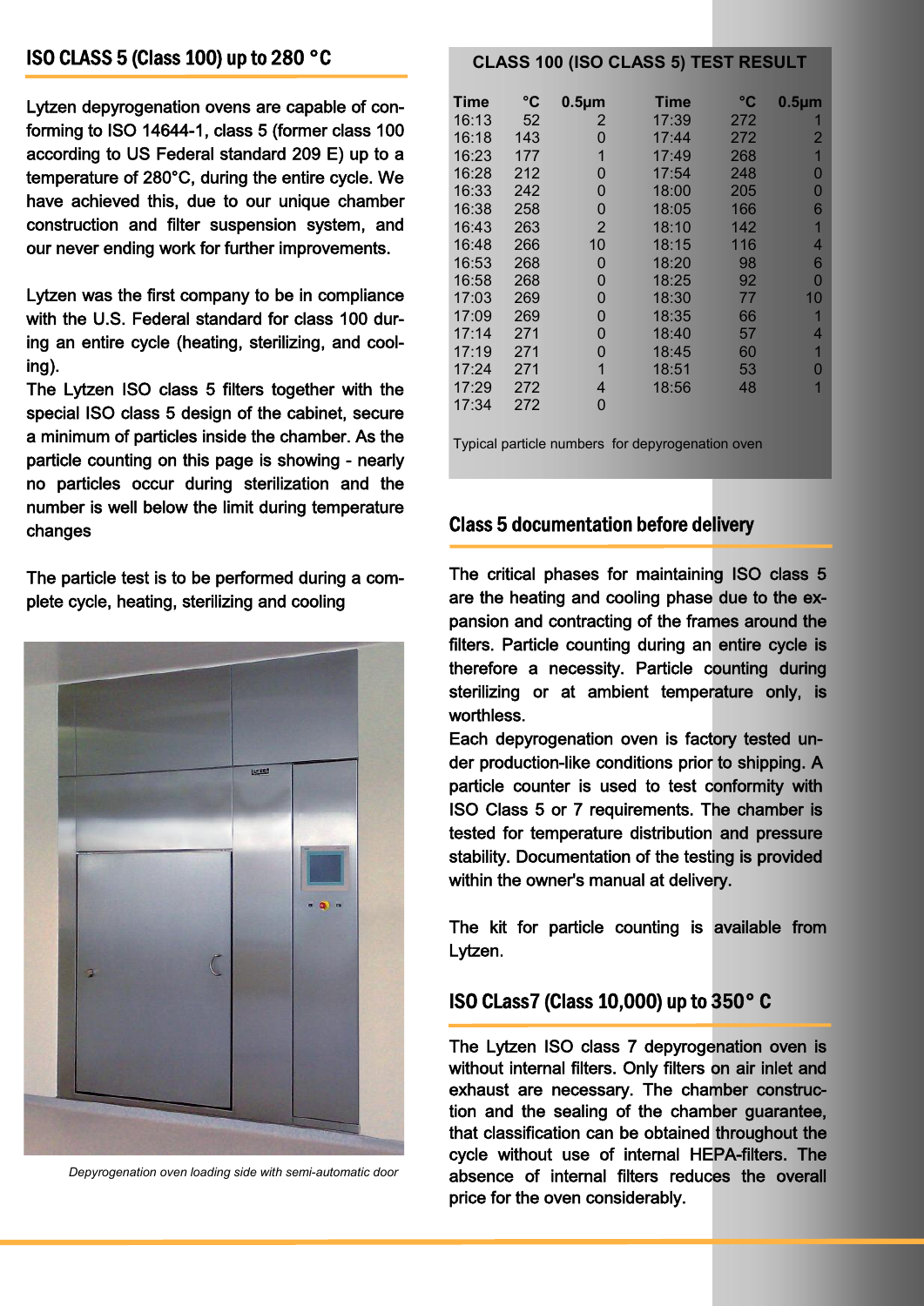## ISO CLASS 5 (Class 100) up to 280 °C

Lytzen depyrogenation ovens are capable of conforming to ISO 14644-1, class 5 (former class 100 according to US Federal standard 209 E) up to a temperature of 280°C, during the entire cycle. We have achieved this, due to our unique chamber construction and filter suspension system, and our never ending work for further improvements.

Lytzen was the first company to be in compliance with the U.S. Federal standard for class 100 during an entire cycle (heating, sterilizing, and cooling).

The Lytzen ISO class 5 filters together with the special ISO class 5 design of the cabinet, secure a minimum of particles inside the chamber. As the particle counting on this page is showing - nearly no particles occur during sterilization and the number is well below the limit during temperature changes

The particle test is to be performed during a complete cycle, heating, sterilizing and cooling

*Depyrogenation oven loading side with semi-automatic door*

**CLASS 100 (ISO CLASS 5) TEST RESULT**

| Time | °C | 0.5µm | Time | °C | 0.5µm |
|---|---|---|---|---|---|
| 16:13 | 52 | 2 | 17:39 | 272 | 1 |
| 16:18 | 143 | 0 | 17:44 | 272 | 2 |
| 16:23 | 177 | 1 | 17:49 | 268 | 1 |
| 16:28 | 212 | 0 | 17:54 | 248 | 0 |
| 16:33 | 242 | 0 | 18:00 | 205 | 0 |
| 16:38 | 258 | 0 | 18:05 | 166 | 6 |
| 16:43 | 263 | 2 | 18:10 | 142 | 1 |
| 16:48 | 266 | 10 | 18:15 | 116 | 4 |
| 16:53 | 268 | 0 | 18:20 | 98 | 6 |
| 16:58 | 268 | 0 | 18:25 | 92 | 0 |
| 17:03 | 269 | 0 | 18:30 | 77 | 10 |
| 17:09 | 269 | 0 | 18:35 | 66 | 1 |
| 17:14 | 271 | 0 | 18:40 | 57 | 4 |
| 17:19 | 271 | 0 | 18:45 | 60 | 1 |
| 17:24 | 271 | 1 | 18:51 | 53 | 0 |
| 17:29 | 272 | 4 | 18:56 | 48 | 1 |
| 17:34 | 272 | 0 | | | |

Typical particle numbers for depyrogenation oven

## Class 5 documentation before delivery

The critical phases for maintaining ISO class 5 are the heating and cooling phase due to the expansion and contracting of the frames around the filters. Particle counting during an entire cycle is therefore a necessity. Particle counting during sterilizing or at ambient temperature only, is worthless.

Each depyrogenation oven is factory tested under production-like conditions prior to shipping. A particle counter is used to test conformity with ISO Class 5 or 7 requirements. The chamber is tested for temperature distribution and pressure stability. Documentation of the testing is provided within the owner's manual at delivery.

The kit for particle counting is available from Lytzen.

## ISO CLass7 (Class 10,000) up to 350° C

The Lytzen ISO class 7 depyrogenation oven is without internal filters. Only filters on air inlet and exhaust are necessary. The chamber construction and the sealing of the chamber guarantee, that classification can be obtained throughout the cycle without use of internal HEPA-filters. The absence of internal filters reduces the overall price for the oven considerably.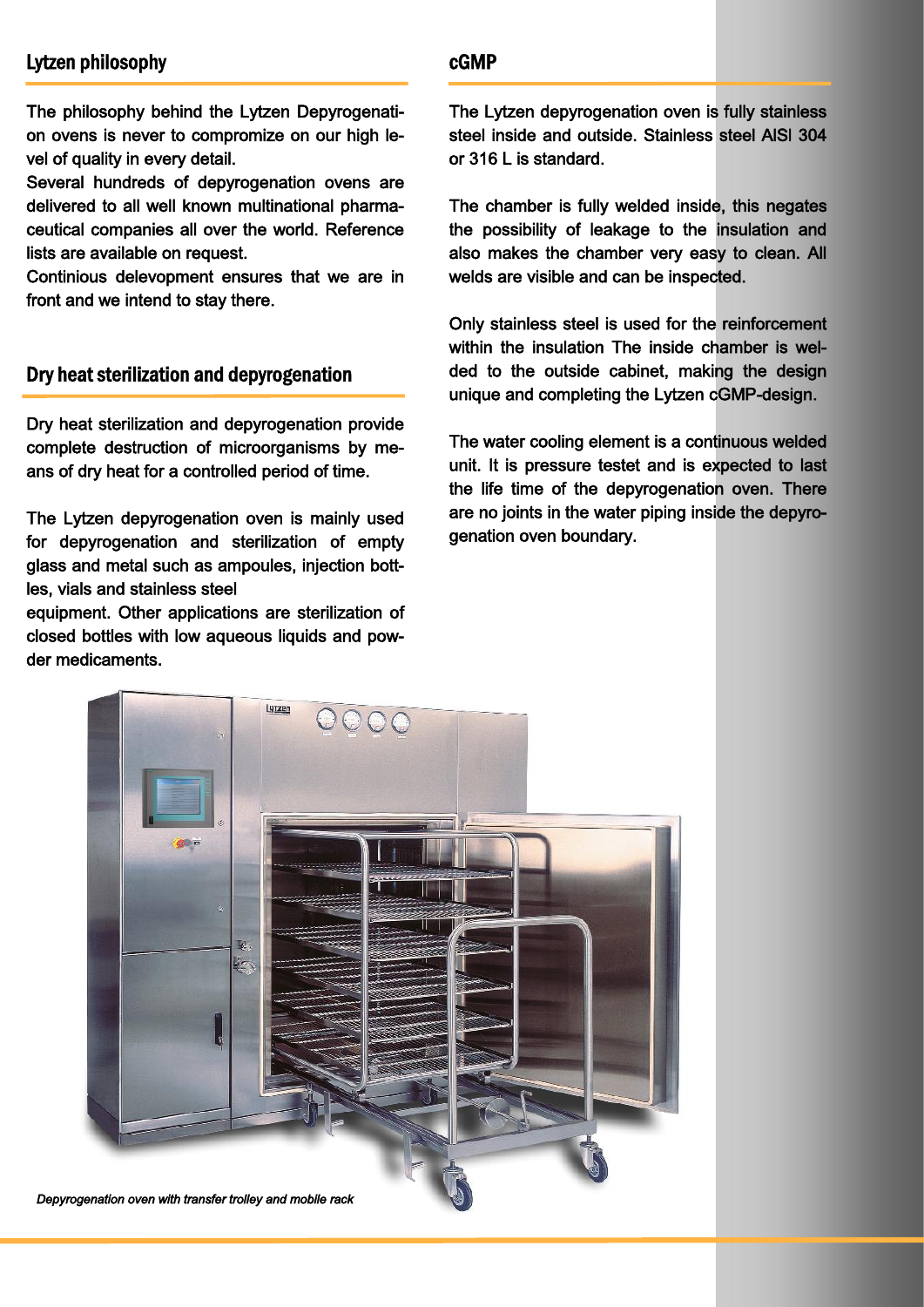## Lytzen philosophy

The philosophy behind the Lytzen Depyrogenation ovens is never to compromize on our high level of quality in every detail.
Several hundreds of depyrogenation ovens are delivered to all well known multinational pharmaceutical companies all over the world. Reference lists are available on request.
Continious delevopment ensures that we are in front and we intend to stay there.

## Dry heat sterilization and depyrogenation

Dry heat sterilization and depyrogenation provide complete destruction of microorganisms by means of dry heat for a controlled period of time.

The Lytzen depyrogenation oven is mainly used for depyrogenation and sterilization of empty glass and metal such as ampoules, injection bottles, vials and stainless steel
equipment. Other applications are sterilization of closed bottles with low aqueous liquids and powder medicaments.

## cGMP

The Lytzen depyrogenation oven is fully stainless steel inside and outside. Stainless steel AISI 304 or 316 L is standard.

The chamber is fully welded inside, this negates the possibility of leakage to the insulation and also makes the chamber very easy to clean. All welds are visible and can be inspected.

Only stainless steel is used for the reinforcement within the insulation The inside chamber is welded to the outside cabinet, making the design unique and completing the Lytzen cGMP-design.

The water cooling element is a continuous welded unit. It is pressure testet and is expected to last the life time of the depyrogenation oven. There are no joints in the water piping inside the depyrogenation oven boundary.

*Depyrogenation oven with transfer trolley and mobile rack*